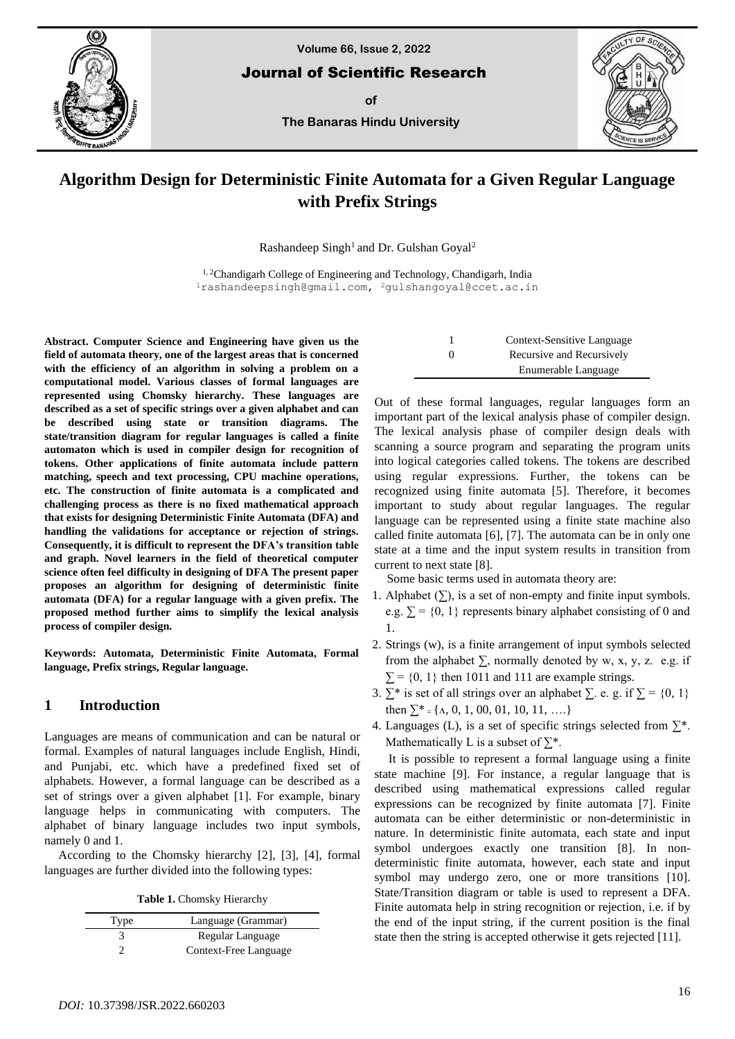# Algorithm Design for Deterministic Finite Automata for a Given Regular Language with Prefix Strings

Rashandeep Singh[1] and Dr. Gulshan Goyal[2]

[1, 2]Chandigarh College of Engineering and Technology, Chandigarh, India
[1]rashandeepsingh@gmail.com, [2]gulshangoyal@ccet.ac.in

**Abstract. Computer Science and Engineering have given us the field of automata theory, one of the largest areas that is concerned with the efficiency of an algorithm in solving a problem on a computational model. Various classes of formal languages are represented using Chomsky hierarchy. These languages are described as a set of specific strings over a given alphabet and can be described using state or transition diagrams. The state/transition diagram for regular languages is called a finite automaton which is used in compiler design for recognition of tokens. Other applications of finite automata include pattern matching, speech and text processing, CPU machine operations, etc. The construction of finite automata is a complicated and challenging process as there is no fixed mathematical approach that exists for designing Deterministic Finite Automata (DFA) and handling the validations for acceptance or rejection of strings. Consequently, it is difficult to represent the DFA's transition table and graph. Novel learners in the field of theoretical computer science often feel difficulty in designing of DFA The present paper proposes an algorithm for designing of deterministic finite automata (DFA) for a regular language with a given prefix. The proposed method further aims to simplify the lexical analysis process of compiler design.**

**Keywords: Automata, Deterministic Finite Automata, Formal language, Prefix strings, Regular language.**

## 1 Introduction

Languages are means of communication and can be natural or formal. Examples of natural languages include English, Hindi, and Punjabi, etc. which have a predefined fixed set of alphabets. However, a formal language can be described as a set of strings over a given alphabet [1]. For example, binary language helps in communicating with computers. The alphabet of binary language includes two input symbols, namely 0 and 1.

According to the Chomsky hierarchy [2], [3], [4], formal languages are further divided into the following types:

**Table 1.** Chomsky Hierarchy

| Type | Language (Grammar) |
|---|---|
| 3 | Regular Language |
| 2 | Context-Free Language |
| 1 | Context-Sensitive Language |
| 0 | Recursive and Recursively Enumerable Language |

Out of these formal languages, regular languages form an important part of the lexical analysis phase of compiler design. The lexical analysis phase of compiler design deals with scanning a source program and separating the program units into logical categories called tokens. The tokens are described using regular expressions. Further, the tokens can be recognized using finite automata [5]. Therefore, it becomes important to study about regular languages. The regular language can be represented using a finite state machine also called finite automata [6], [7]. The automata can be in only one state at a time and the input system results in transition from current to next state [8].

Some basic terms used in automata theory are:

1. Alphabet ($\sum$), is a set of non-empty and finite input symbols. e.g. $\sum = \{0, 1\}$ represents binary alphabet consisting of 0 and 1.
2. Strings (w), is a finite arrangement of input symbols selected from the alphabet $\sum$, normally denoted by w, x, y, z. e.g. if $\sum = \{0, 1\}$ then 1011 and 111 are example strings.
3. $\sum^*$ is set of all strings over an alphabet $\sum$. e. g. if $\sum = \{0, 1\}$ then $\sum^* = \{\wedge, 0, 1, 00, 01, 10, 11, \ldots\}$
4. Languages (L), is a set of specific strings selected from $\sum^*$. Mathematically L is a subset of $\sum^*$.

It is possible to represent a formal language using a finite state machine [9]. For instance, a regular language that is described using mathematical expressions called regular expressions can be recognized by finite automata [7]. Finite automata can be either deterministic or non-deterministic in nature. In deterministic finite automata, each state and input symbol undergoes exactly one transition [8]. In non-deterministic finite automata, however, each state and input symbol may undergo zero, one or more transitions [10]. State/Transition diagram or table is used to represent a DFA. Finite automata help in string recognition or rejection, i.e. if by the end of the input string, if the current position is the final state then the string is accepted otherwise it gets rejected [11].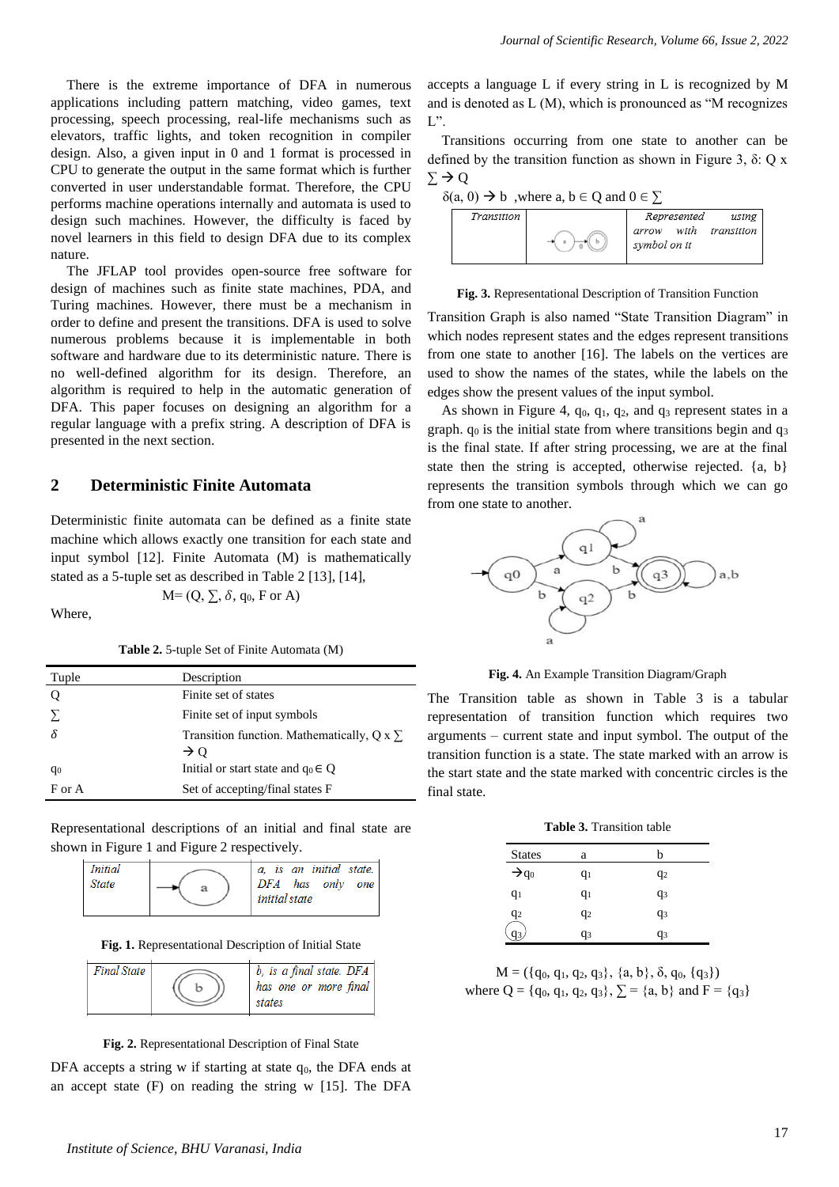There is the extreme importance of DFA in numerous applications including pattern matching, video games, text processing, speech processing, real-life mechanisms such as elevators, traffic lights, and token recognition in compiler design. Also, a given input in 0 and 1 format is processed in CPU to generate the output in the same format which is further converted in user understandable format. Therefore, the CPU performs machine operations internally and automata is used to design such machines. However, the difficulty is faced by novel learners in this field to design DFA due to its complex nature.

The JFLAP tool provides open-source free software for design of machines such as finite state machines, PDA, and Turing machines. However, there must be a mechanism in order to define and present the transitions. DFA is used to solve numerous problems because it is implementable in both software and hardware due to its deterministic nature. There is no well-defined algorithm for its design. Therefore, an algorithm is required to help in the automatic generation of DFA. This paper focuses on designing an algorithm for a regular language with a prefix string. A description of DFA is presented in the next section.

## 2 Deterministic Finite Automata

Deterministic finite automata can be defined as a finite state machine which allows exactly one transition for each state and input symbol [12]. Finite Automata (M) is mathematically stated as a 5-tuple set as described in Table 2 [13], [14],

$$M = (Q, \sum, \delta, q_0, F \text{ or } A)$$

Where,

**Table 2.** 5-tuple Set of Finite Automata (M)

| Tuple | Description |
|---|---|
| Q | Finite set of states |
| $\sum$ | Finite set of input symbols |
| $\delta$ | Transition function. Mathematically, $Q \times \sum \rightarrow Q$ |
| $q_0$ | Initial or start state and $q_0 \in Q$ |
| F or A | Set of accepting/final states F |

Representational descriptions of an initial and final state are shown in Figure 1 and Figure 2 respectively.

| Initial State | (diagram: arrow into state a) | a, is an initial state. DFA has only one initial state |
|---|---|---|

**Fig. 1.** Representational Description of Initial State

| Final State | (diagram: state b with concentric circles) | b, is a final state. DFA has one or more final states |
|---|---|---|

**Fig. 2.** Representational Description of Final State

DFA accepts a string w if starting at state $q_0$, the DFA ends at an accept state (F) on reading the string w [15]. The DFA accepts a language L if every string in L is recognized by M and is denoted as L (M), which is pronounced as "M recognizes L".

Transitions occurring from one state to another can be defined by the transition function as shown in Figure 3, $\delta$: $Q \times \sum \rightarrow Q$

$\delta(a, 0) \rightarrow b$ ,where $a, b \in Q$ and $0 \in \sum$

| Transition | (diagram: state a to state b on input 0) | Represented using arrow with transition symbol on it |
|---|---|---|

**Fig. 3.** Representational Description of Transition Function

Transition Graph is also named "State Transition Diagram" in which nodes represent states and the edges represent transitions from one state to another [16]. The labels on the vertices are used to show the names of the states, while the labels on the edges show the present values of the input symbol.

As shown in Figure 4, $q_0$, $q_1$, $q_2$, and $q_3$ represent states in a graph. $q_0$ is the initial state from where transitions begin and $q_3$ is the final state. If after string processing, we are at the final state then the string is accepted, otherwise rejected. {a, b} represents the transition symbols through which we can go from one state to another.

**Fig. 4.** An Example Transition Diagram/Graph

The Transition table as shown in Table 3 is a tabular representation of transition function which requires two arguments – current state and input symbol. The output of the transition function is a state. The state marked with an arrow is the start state and the state marked with concentric circles is the final state.

**Table 3.** Transition table

| States | a | b |
|---|---|---|
| $\rightarrow q_0$ | $q_1$ | $q_2$ |
| $q_1$ | $q_1$ | $q_3$ |
| $q_2$ | $q_2$ | $q_3$ |
| ($q_3$) | $q_3$ | $q_3$ |

$$M = (\{q_0, q_1, q_2, q_3\}, \{a, b\}, \delta, q_0, \{q_3\})$$

where $Q = \{q_0, q_1, q_2, q_3\}$, $\sum = \{a, b\}$ and $F = \{q_3\}$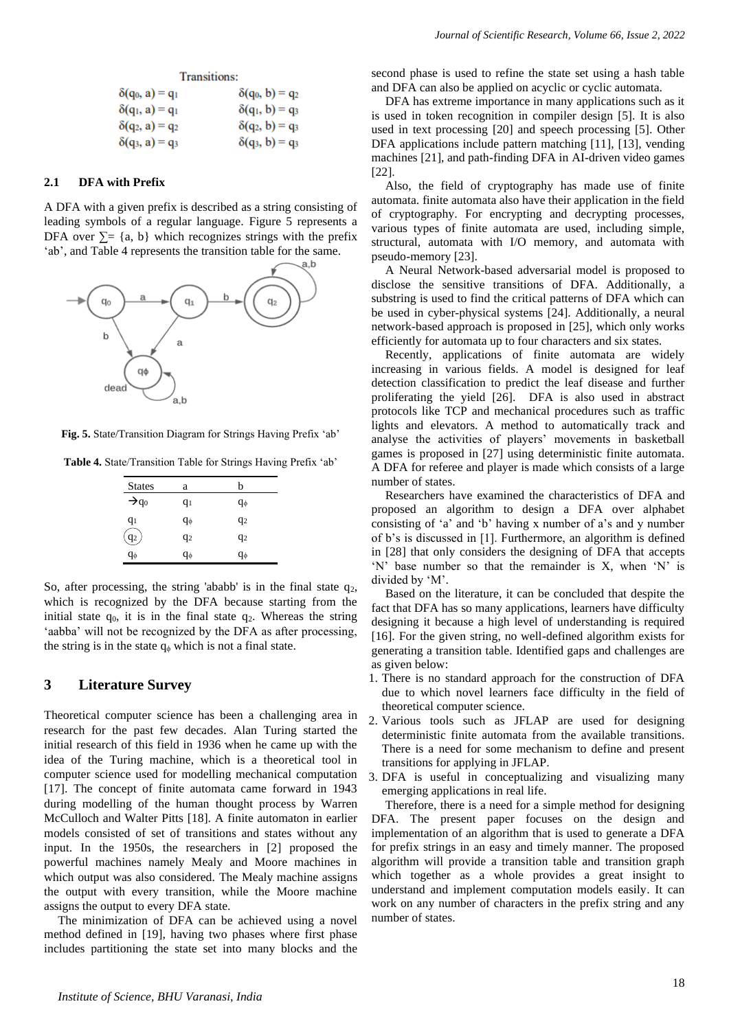Transitions:

$\delta(q_0, a) = q_1$ $\delta(q_0, b) = q_2$

$\delta(q_1, a) = q_1$ $\delta(q_1, b) = q_3$

$\delta(q_2, a) = q_2$ $\delta(q_2, b) = q_3$

$\delta(q_3, a) = q_3$ $\delta(q_3, b) = q_3$

### 2.1 DFA with Prefix

A DFA with a given prefix is described as a string consisting of leading symbols of a regular language. Figure 5 represents a DFA over $\sum = \{a, b\}$ which recognizes strings with the prefix 'ab', and Table 4 represents the transition table for the same.

**Fig. 5.** State/Transition Diagram for Strings Having Prefix 'ab'

**Table 4.** State/Transition Table for Strings Having Prefix 'ab'

| States | a | b |
|---|---|---|
| $\rightarrow q_0$ | $q_1$ | $q_\phi$ |
| $q_1$ | $q_\phi$ | $q_2$ |
| ($q_2$) | $q_2$ | $q_2$ |
| $q_\phi$ | $q_\phi$ | $q_\phi$ |

So, after processing, the string 'ababb' is in the final state $q_2$, which is recognized by the DFA because starting from the initial state $q_0$, it is in the final state $q_2$. Whereas the string 'aabba' will not be recognized by the DFA as after processing, the string is in the state $q_\phi$ which is not a final state.

## 3 Literature Survey

Theoretical computer science has been a challenging area in research for the past few decades. Alan Turing started the initial research of this field in 1936 when he came up with the idea of the Turing machine, which is a theoretical tool in computer science used for modelling mechanical computation [17]. The concept of finite automata came forward in 1943 during modelling of the human thought process by Warren McCulloch and Walter Pitts [18]. A finite automaton in earlier models consisted of set of transitions and states without any input. In the 1950s, the researchers in [2] proposed the powerful machines namely Mealy and Moore machines in which output was also considered. The Mealy machine assigns the output with every transition, while the Moore machine assigns the output to every DFA state.

The minimization of DFA can be achieved using a novel method defined in [19], having two phases where first phase includes partitioning the state set into many blocks and the second phase is used to refine the state set using a hash table and DFA can also be applied on acyclic or cyclic automata.

DFA has extreme importance in many applications such as it is used in token recognition in compiler design [5]. It is also used in text processing [20] and speech processing [5]. Other DFA applications include pattern matching [11], [13], vending machines [21], and path-finding DFA in AI-driven video games [22].

Also, the field of cryptography has made use of finite automata. finite automata also have their application in the field of cryptography. For encrypting and decrypting processes, various types of finite automata are used, including simple, structural, automata with I/O memory, and automata with pseudo-memory [23].

A Neural Network-based adversarial model is proposed to disclose the sensitive transitions of DFA. Additionally, a substring is used to find the critical patterns of DFA which can be used in cyber-physical systems [24]. Additionally, a neural network-based approach is proposed in [25], which only works efficiently for automata up to four characters and six states.

Recently, applications of finite automata are widely increasing in various fields. A model is designed for leaf detection classification to predict the leaf disease and further proliferating the yield [26]. DFA is also used in abstract protocols like TCP and mechanical procedures such as traffic lights and elevators. A method to automatically track and analyse the activities of players' movements in basketball games is proposed in [27] using deterministic finite automata. A DFA for referee and player is made which consists of a large number of states.

Researchers have examined the characteristics of DFA and proposed an algorithm to design a DFA over alphabet consisting of 'a' and 'b' having x number of a's and y number of b's is discussed in [1]. Furthermore, an algorithm is defined in [28] that only considers the designing of DFA that accepts 'N' base number so that the remainder is X, when 'N' is divided by 'M'.

Based on the literature, it can be concluded that despite the fact that DFA has so many applications, learners have difficulty designing it because a high level of understanding is required [16]. For the given string, no well-defined algorithm exists for generating a transition table. Identified gaps and challenges are as given below:

1. There is no standard approach for the construction of DFA due to which novel learners face difficulty in the field of theoretical computer science.
2. Various tools such as JFLAP are used for designing deterministic finite automata from the available transitions. There is a need for some mechanism to define and present transitions for applying in JFLAP.
3. DFA is useful in conceptualizing and visualizing many emerging applications in real life.

Therefore, there is a need for a simple method for designing DFA. The present paper focuses on the design and implementation of an algorithm that is used to generate a DFA for prefix strings in an easy and timely manner. The proposed algorithm will provide a transition table and transition graph which together as a whole provides a great insight to understand and implement computation models easily. It can work on any number of characters in the prefix string and any number of states.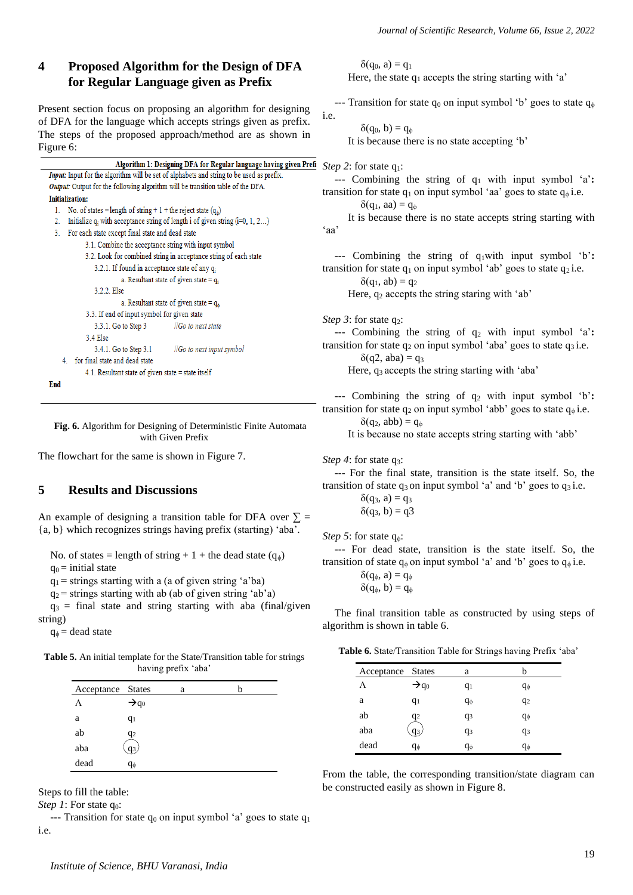## 4 Proposed Algorithm for the Design of DFA for Regular Language given as Prefix

Present section focus on proposing an algorithm for designing of DFA for the language which accepts strings given as prefix. The steps of the proposed approach/method are as shown in Figure 6:

**Algorithm 1: Designing DFA for Regular language having given Prefi**

***Input:*** Input for the algorithm will be set of alphabets and string to be used as prefix.

***Output:*** Output for the following algorithm will be transition table of the DFA.

**Initialization:**

1. No. of states = length of string + 1 + the reject state ($q_\phi$)
2. Initialize $q_i$ with acceptance string of length i of given string (i=0, 1, 2…)
3. For each state except final state and dead state
   - 3.1. Combine the acceptance string with input symbol
   - 3.2. Look for combined string in acceptance string of each state
     - 3.2.1. If found in acceptance state of any $q_i$
       - a. Resultant state of given state = $q_i$
     - 3.2.2. Else
       - a. Resultant state of given state = $q_\phi$
   - 3.3. If end of input symbol for given state
     - 3.3.1. Go to Step 3 *//Go to next state*
   - 3.4 Else
     - 3.4.1. Go to Step 3.1 *//Go to next input symbol*
4. for final state and dead state
   - 4.1. Resultant state of given state = state itself

**End**

**Fig. 6.** Algorithm for Designing of Deterministic Finite Automata with Given Prefix

The flowchart for the same is shown in Figure 7.

## 5 Results and Discussions

An example of designing a transition table for DFA over $\sum$ = {a, b} which recognizes strings having prefix (starting) 'aba'.

No. of states = length of string + 1 + the dead state ($q_\phi$)
$q_0$ = initial state
$q_1$ = strings starting with a (a of given string 'a'ba)
$q_2$ = strings starting with ab (ab of given string 'ab'a)
$q_3$ = final state and string starting with aba (final/given string)
$q_\phi$ = dead state

**Table 5.** An initial template for the State/Transition table for strings having prefix 'aba'

| Acceptance | States | a | b |
|---|---|---|---|
| Λ | →$q_0$ | | |
| a | $q_1$ | | |
| ab | $q_2$ | | |
| aba | ($q_3$) | | |
| dead | $q_\phi$ | | |

Steps to fill the table:

*Step 1*: For state $q_0$:

--- Transition for state $q_0$ on input symbol 'a' goes to state $q_1$ i.e.

$\delta(q_0, a) = q_1$

Here, the state $q_1$ accepts the string starting with 'a'

--- Transition for state $q_0$ on input symbol 'b' goes to state $q_\phi$ i.e.

$\delta(q_0, b) = q_\phi$

It is because there is no state accepting 'b'

*Step 2*: for state $q_1$:

--- Combining the string of $q_1$ with input symbol 'a': transition for state $q_1$ on input symbol 'aa' goes to state $q_\phi$ i.e.

$\delta(q_1, aa) = q_\phi$

It is because there is no state accepts string starting with 'aa'

--- Combining the string of $q_1$with input symbol 'b': transition for state $q_1$ on input symbol 'ab' goes to state $q_2$ i.e.

$\delta(q_1, ab) = q_2$

Here, $q_2$ accepts the string staring with 'ab'

*Step 3*: for state $q_2$:

--- Combining the string of $q_2$ with input symbol 'a': transition for state $q_2$ on input symbol 'aba' goes to state $q_3$ i.e.

$\delta(q2, aba) = q_3$

Here, $q_3$ accepts the string starting with 'aba'

--- Combining the string of $q_2$ with input symbol 'b': transition for state $q_2$ on input symbol 'abb' goes to state $q_\phi$ i.e.

$\delta(q_2, abb) = q_\phi$

It is because no state accepts string starting with 'abb'

*Step 4*: for state $q_3$:

--- For the final state, transition is the state itself. So, the transition of state $q_3$ on input symbol 'a' and 'b' goes to $q_3$ i.e.

$\delta(q_3, a) = q_3$

$\delta(q_3, b) = q3$

*Step 5*: for state $q_\phi$:

--- For dead state, transition is the state itself. So, the transition of state $q_\phi$ on input symbol 'a' and 'b' goes to $q_\phi$ i.e.

$\delta(q_\phi, a) = q_\phi$

$\delta(q_\phi, b) = q_\phi$

The final transition table as constructed by using steps of algorithm is shown in table 6.

**Table 6.** State/Transition Table for Strings having Prefix 'aba'

| Acceptance | States | a | b |
|---|---|---|---|
| Λ | →$q_0$ | $q_1$ | $q_\phi$ |
| a | $q_1$ | $q_\phi$ | $q_2$ |
| ab | $q_2$ | $q_3$ | $q_\phi$ |
| aba | ($q_3$) | $q_3$ | $q_3$ |
| dead | $q_\phi$ | $q_\phi$ | $q_\phi$ |

From the table, the corresponding transition/state diagram can be constructed easily as shown in Figure 8.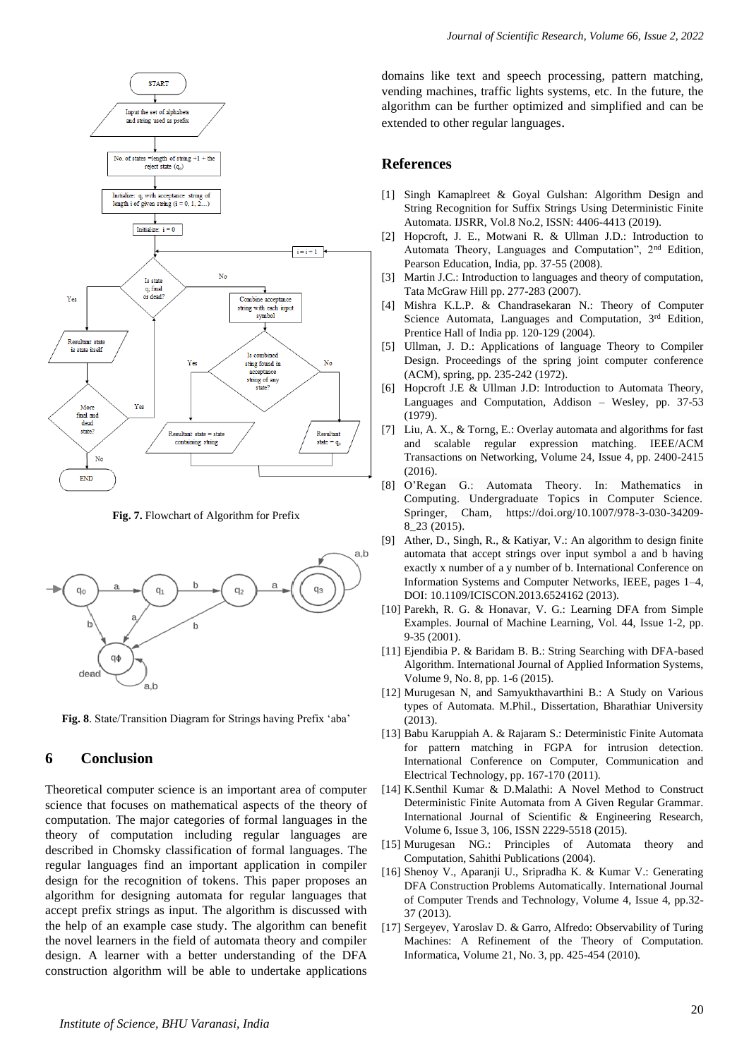**Fig. 7.** Flowchart of Algorithm for Prefix

**Fig. 8**. State/Transition Diagram for Strings having Prefix 'aba'

## 6 Conclusion

Theoretical computer science is an important area of computer science that focuses on mathematical aspects of the theory of computation. The major categories of formal languages in the theory of computation including regular languages are described in Chomsky classification of formal languages. The regular languages find an important application in compiler design for the recognition of tokens. This paper proposes an algorithm for designing automata for regular languages that accept prefix strings as input. The algorithm is discussed with the help of an example case study. The algorithm can benefit the novel learners in the field of automata theory and compiler design. A learner with a better understanding of the DFA construction algorithm will be able to undertake applications domains like text and speech processing, pattern matching, vending machines, traffic lights systems, etc. In the future, the algorithm can be further optimized and simplified and can be extended to other regular languages.

## References

[1] Singh Kamaplreet & Goyal Gulshan: Algorithm Design and String Recognition for Suffix Strings Using Deterministic Finite Automata. IJSRR, Vol.8 No.2, ISSN: 4406-4413 (2019).

[2] Hopcroft, J. E., Motwani R. & Ullman J.D.: Introduction to Automata Theory, Languages and Computation", 2nd Edition, Pearson Education, India, pp. 37-55 (2008).

[3] Martin J.C.: Introduction to languages and theory of computation, Tata McGraw Hill pp. 277-283 (2007).

[4] Mishra K.L.P. & Chandrasekaran N.: Theory of Computer Science Automata, Languages and Computation, 3rd Edition, Prentice Hall of India pp. 120-129 (2004).

[5] Ullman, J. D.: Applications of language Theory to Compiler Design. Proceedings of the spring joint computer conference (ACM), spring, pp. 235-242 (1972).

[6] Hopcroft J.E & Ullman J.D: Introduction to Automata Theory, Languages and Computation, Addison – Wesley, pp. 37-53 (1979).

[7] Liu, A. X., & Torng, E.: Overlay automata and algorithms for fast and scalable regular expression matching. IEEE/ACM Transactions on Networking, Volume 24, Issue 4, pp. 2400-2415 (2016).

[8] O'Regan G.: Automata Theory. In: Mathematics in Computing. Undergraduate Topics in Computer Science. Springer, Cham, https://doi.org/10.1007/978-3-030-34209-8_23 (2015).

[9] Ather, D., Singh, R., & Katiyar, V.: An algorithm to design finite automata that accept strings over input symbol a and b having exactly x number of a y number of b. International Conference on Information Systems and Computer Networks, IEEE, pages 1–4, DOI: 10.1109/ICISCON.2013.6524162 (2013).

[10] Parekh, R. G. & Honavar, V. G.: Learning DFA from Simple Examples. Journal of Machine Learning, Vol. 44, Issue 1-2, pp. 9-35 (2001).

[11] Ejendibia P. & Baridam B. B.: String Searching with DFA-based Algorithm. International Journal of Applied Information Systems, Volume 9, No. 8, pp. 1-6 (2015).

[12] Murugesan N, and Samyukthavarthini B.: A Study on Various types of Automata. M.Phil., Dissertation, Bharathiar University (2013).

[13] Babu Karuppiah A. & Rajaram S.: Deterministic Finite Automata for pattern matching in FGPA for intrusion detection. International Conference on Computer, Communication and Electrical Technology, pp. 167-170 (2011).

[14] K.Senthil Kumar & D.Malathi: A Novel Method to Construct Deterministic Finite Automata from A Given Regular Grammar. International Journal of Scientific & Engineering Research, Volume 6, Issue 3, 106, ISSN 2229-5518 (2015).

[15] Murugesan NG.: Principles of Automata theory and Computation, Sahithi Publications (2004).

[16] Shenoy V., Aparanji U., Sripradha K. & Kumar V.: Generating DFA Construction Problems Automatically. International Journal of Computer Trends and Technology, Volume 4, Issue 4, pp.32-37 (2013).

[17] Sergeyev, Yaroslav D. & Garro, Alfredo: Observability of Turing Machines: A Refinement of the Theory of Computation. Informatica, Volume 21, No. 3, pp. 425-454 (2010).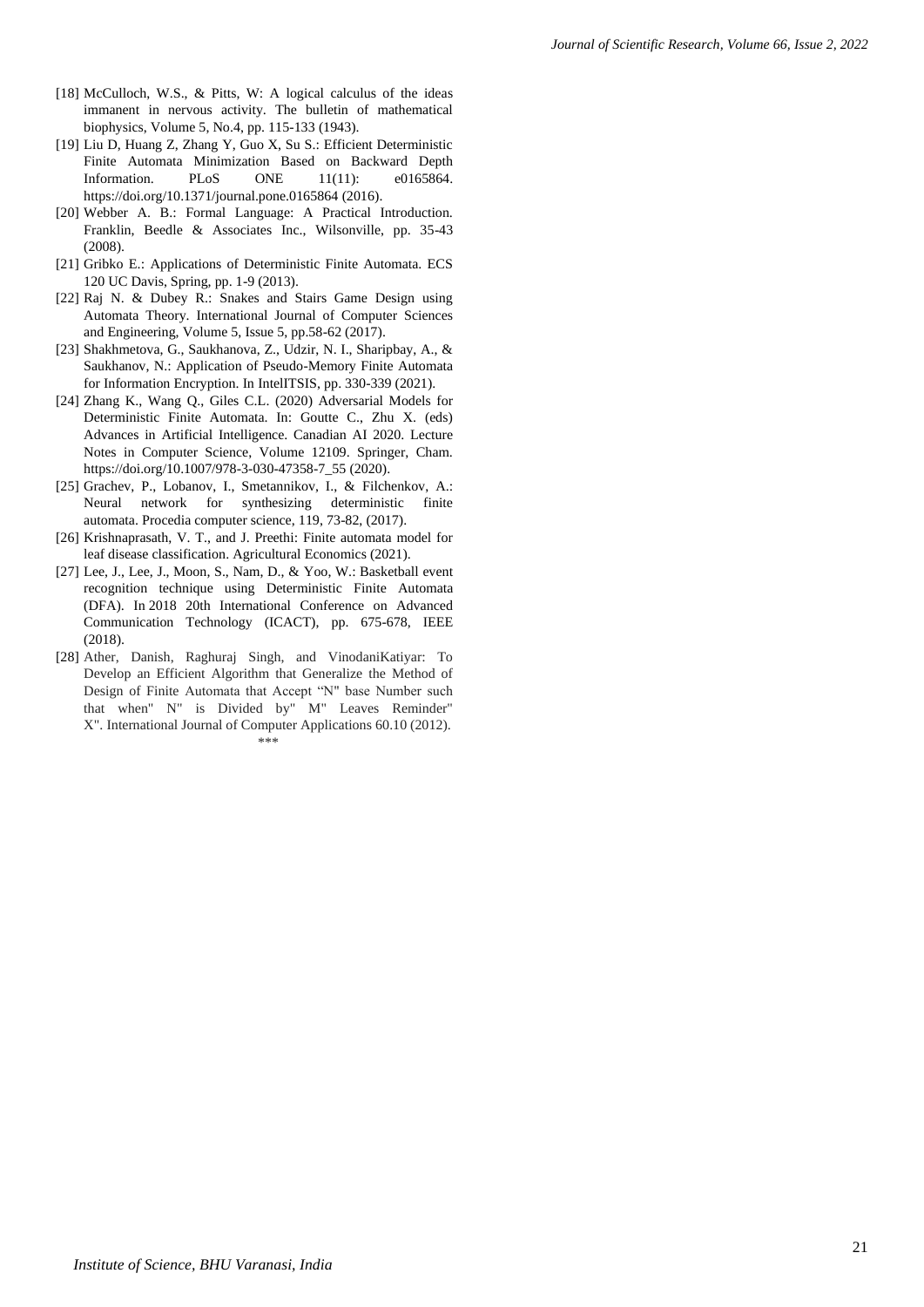[18] McCulloch, W.S., & Pitts, W: A logical calculus of the ideas immanent in nervous activity. The bulletin of mathematical biophysics, Volume 5, No.4, pp. 115-133 (1943).

[19] Liu D, Huang Z, Zhang Y, Guo X, Su S.: Efficient Deterministic Finite Automata Minimization Based on Backward Depth Information. PLoS ONE 11(11): e0165864. https://doi.org/10.1371/journal.pone.0165864 (2016).

[20] Webber A. B.: Formal Language: A Practical Introduction. Franklin, Beedle & Associates Inc., Wilsonville, pp. 35-43 (2008).

[21] Gribko E.: Applications of Deterministic Finite Automata. ECS 120 UC Davis, Spring, pp. 1-9 (2013).

[22] Raj N. & Dubey R.: Snakes and Stairs Game Design using Automata Theory. International Journal of Computer Sciences and Engineering, Volume 5, Issue 5, pp.58-62 (2017).

[23] Shakhmetova, G., Saukhanova, Z., Udzir, N. I., Sharipbay, A., & Saukhanov, N.: Application of Pseudo-Memory Finite Automata for Information Encryption. In IntelITSIS, pp. 330-339 (2021).

[24] Zhang K., Wang Q., Giles C.L. (2020) Adversarial Models for Deterministic Finite Automata. In: Goutte C., Zhu X. (eds) Advances in Artificial Intelligence. Canadian AI 2020. Lecture Notes in Computer Science, Volume 12109. Springer, Cham. https://doi.org/10.1007/978-3-030-47358-7_55 (2020).

[25] Grachev, P., Lobanov, I., Smetannikov, I., & Filchenkov, A.: Neural network for synthesizing deterministic finite automata. Procedia computer science, 119, 73-82, (2017).

[26] Krishnaprasath, V. T., and J. Preethi: Finite automata model for leaf disease classification. Agricultural Economics (2021).

[27] Lee, J., Lee, J., Moon, S., Nam, D., & Yoo, W.: Basketball event recognition technique using Deterministic Finite Automata (DFA). In 2018 20th International Conference on Advanced Communication Technology (ICACT), pp. 675-678, IEEE (2018).

[28] Ather, Danish, Raghuraj Singh, and VinodaniKatiyar: To Develop an Efficient Algorithm that Generalize the Method of Design of Finite Automata that Accept "N" base Number such that when" N" is Divided by" M" Leaves Reminder" X". International Journal of Computer Applications 60.10 (2012).

\*\*\*